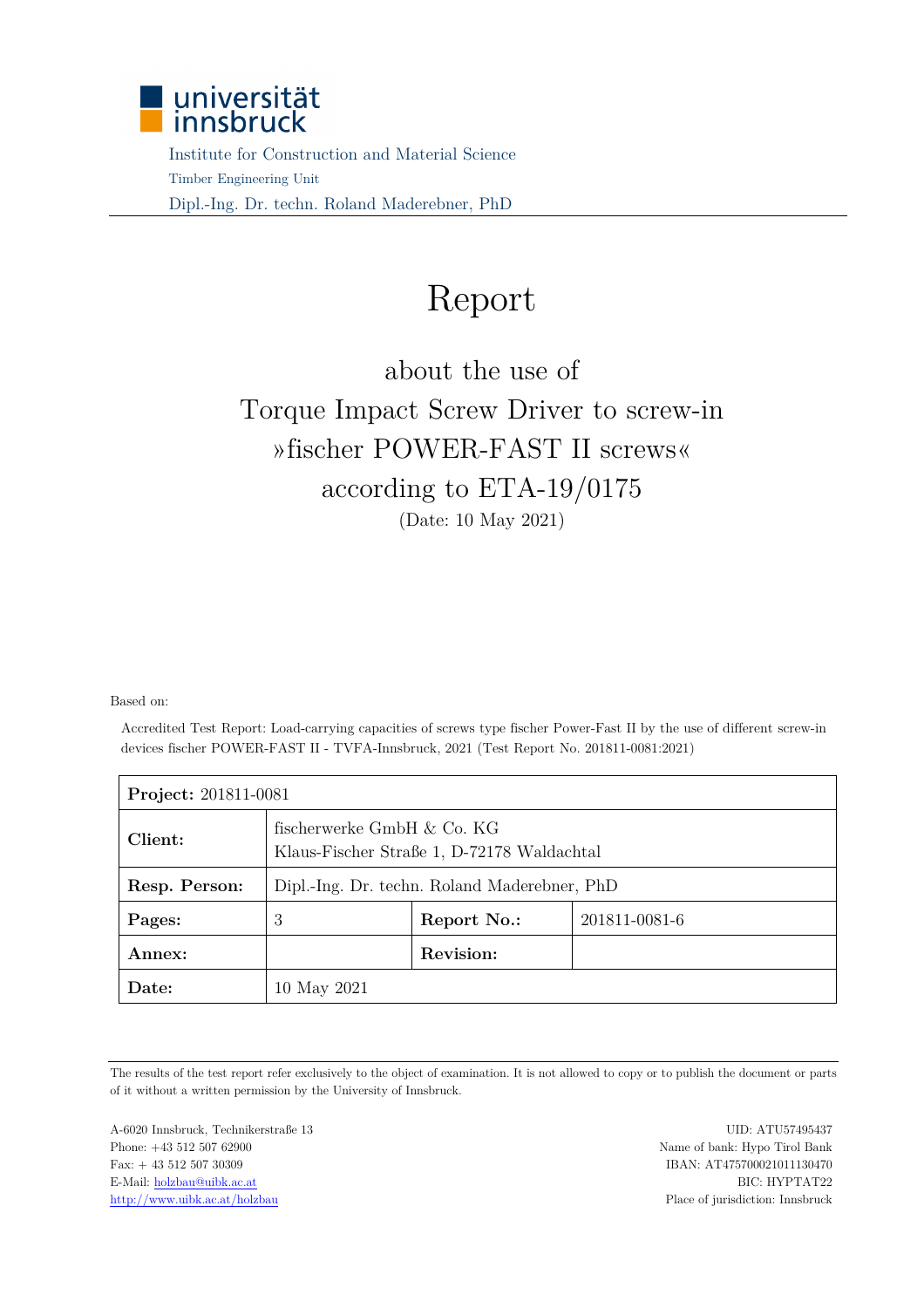universität innsbruck

Institute for Construction and Material Science

Timber Engineering Unit

Dipl.-Ing. Dr. techn. Roland Maderebner, PhD

# Report

## about the use of Torque Impact Screw Driver to screw-in »fischer POWER-FAST II screws« according to ETA-19/0175

(Date: 10 May 2021)

Based on:

Accredited Test Report: Load-carrying capacities of screws type fischer Power-Fast II by the use of different screw-in devices fischer POWER-FAST II - TVFA-Innsbruck, 2021 (Test Report No. 201811-0081:2021)

| **Project:** 201811-0081 | | | |
|---|---|---|---|
| **Client:** | fischerwerke GmbH & Co. KG<br>Klaus-Fischer Straße 1, D-72178 Waldachtal | | |
| **Resp. Person:** | Dipl.-Ing. Dr. techn. Roland Maderebner, PhD | | |
| **Pages:** | 3 | **Report No.:** | 201811-0081-6 |
| **Annex:** | | **Revision:** | |
| **Date:** | 10 May 2021 | | |

The results of the test report refer exclusively to the object of examination. It is not allowed to copy or to publish the document or parts of it without a written permission by the University of Innsbruck.

A-6020 Innsbruck, Technikerstraße 13
Phone: +43 512 507 62900
Fax: + 43 512 507 30309
E-Mail: holzbau@uibk.ac.at
http://www.uibk.ac.at/holzbau

UID: ATU57495437
Name of bank: Hypo Tirol Bank
IBAN: AT475700021011130470
BIC: HYPTAT22
Place of jurisdiction: Innsbruck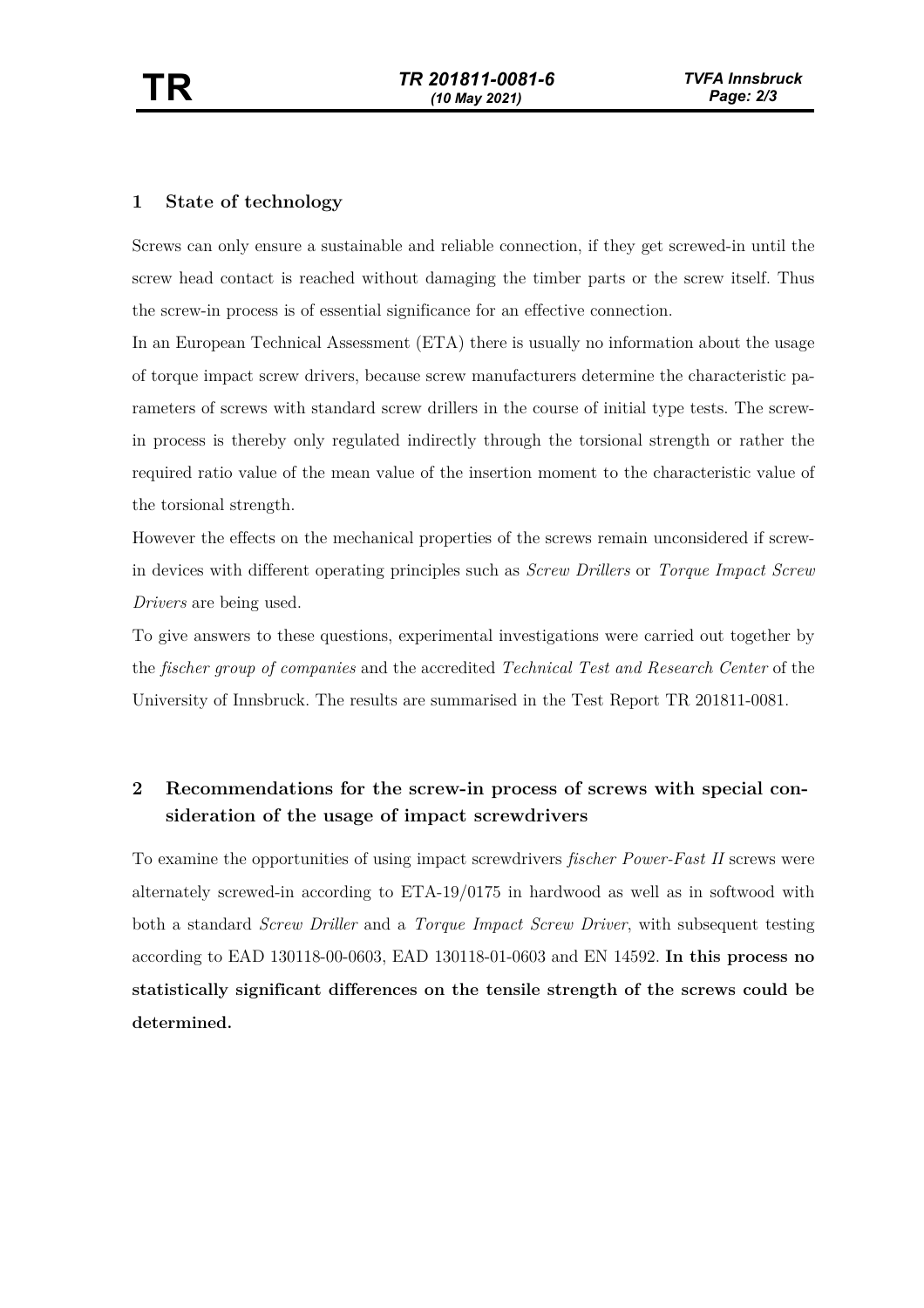## 1 State of technology

Screws can only ensure a sustainable and reliable connection, if they get screwed-in until the screw head contact is reached without damaging the timber parts or the screw itself. Thus the screw-in process is of essential significance for an effective connection.

In an European Technical Assessment (ETA) there is usually no information about the usage of torque impact screw drivers, because screw manufacturers determine the characteristic parameters of screws with standard screw drillers in the course of initial type tests. The screw-in process is thereby only regulated indirectly through the torsional strength or rather the required ratio value of the mean value of the insertion moment to the characteristic value of the torsional strength.

However the effects on the mechanical properties of the screws remain unconsidered if screw-in devices with different operating principles such as *Screw Drillers* or *Torque Impact Screw Drivers* are being used.

To give answers to these questions, experimental investigations were carried out together by the *fischer group of companies* and the accredited *Technical Test and Research Center* of the University of Innsbruck. The results are summarised in the Test Report TR 201811-0081.

## 2 Recommendations for the screw-in process of screws with special consideration of the usage of impact screwdrivers

To examine the opportunities of using impact screwdrivers *fischer Power-Fast II* screws were alternately screwed-in according to ETA-19/0175 in hardwood as well as in softwood with both a standard *Screw Driller* and a *Torque Impact Screw Driver*, with subsequent testing according to EAD 130118-00-0603, EAD 130118-01-0603 and EN 14592. **In this process no statistically significant differences on the tensile strength of the screws could be determined.**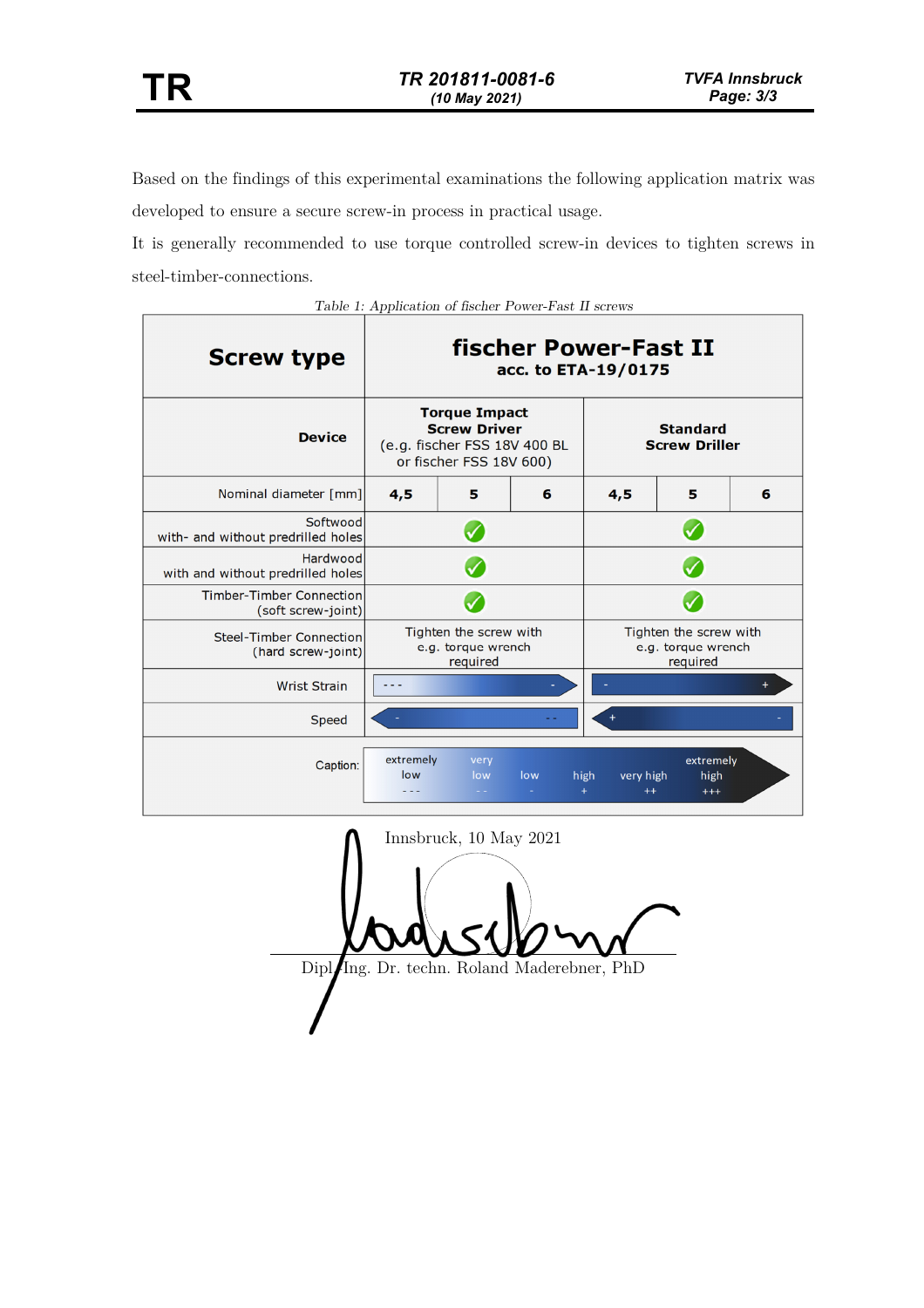Based on the findings of this experimental examinations the following application matrix was developed to ensure a secure screw-in process in practical usage.

It is generally recommended to use torque controlled screw-in devices to tighten screws in steel-timber-connections.

*Table 1: Application of fischer Power-Fast II screws*

| **Screw type** | **fischer Power-Fast II** acc. to ETA-19/0175 | | | | | |
|---|---|---|---|---|---|---|
| **Device** | **Torque Impact Screw Driver** (e.g. fischer FSS 18V 400 BL or fischer FSS 18V 600) | | | **Standard Screw Driller** | | |
| Nominal diameter [mm] | **4,5** | **5** | **6** | **4,5** | **5** | **6** |
| Softwood with- and without predrilled holes | ✓ | | | ✓ | | |
| Hardwood with and without predrilled holes | ✓ | | | ✓ | | |
| Timber-Timber Connection (soft screw-joint) | ✓ | | | ✓ | | |
| Steel-Timber Connection (hard screw-joint) | Tighten the screw with e.g. torque wrench required | | | Tighten the screw with e.g. torque wrench required | | |
| Wrist Strain | - - - … - | | | - … + | | |
| Speed | - … - - | | | + … - | | |

Caption: extremely low (- - -), very low (- -), low (-), high (+), very high (++), extremely high (+++)

Innsbruck, 10 May 2021

Dipl.-Ing. Dr. techn. Roland Maderebner, PhD